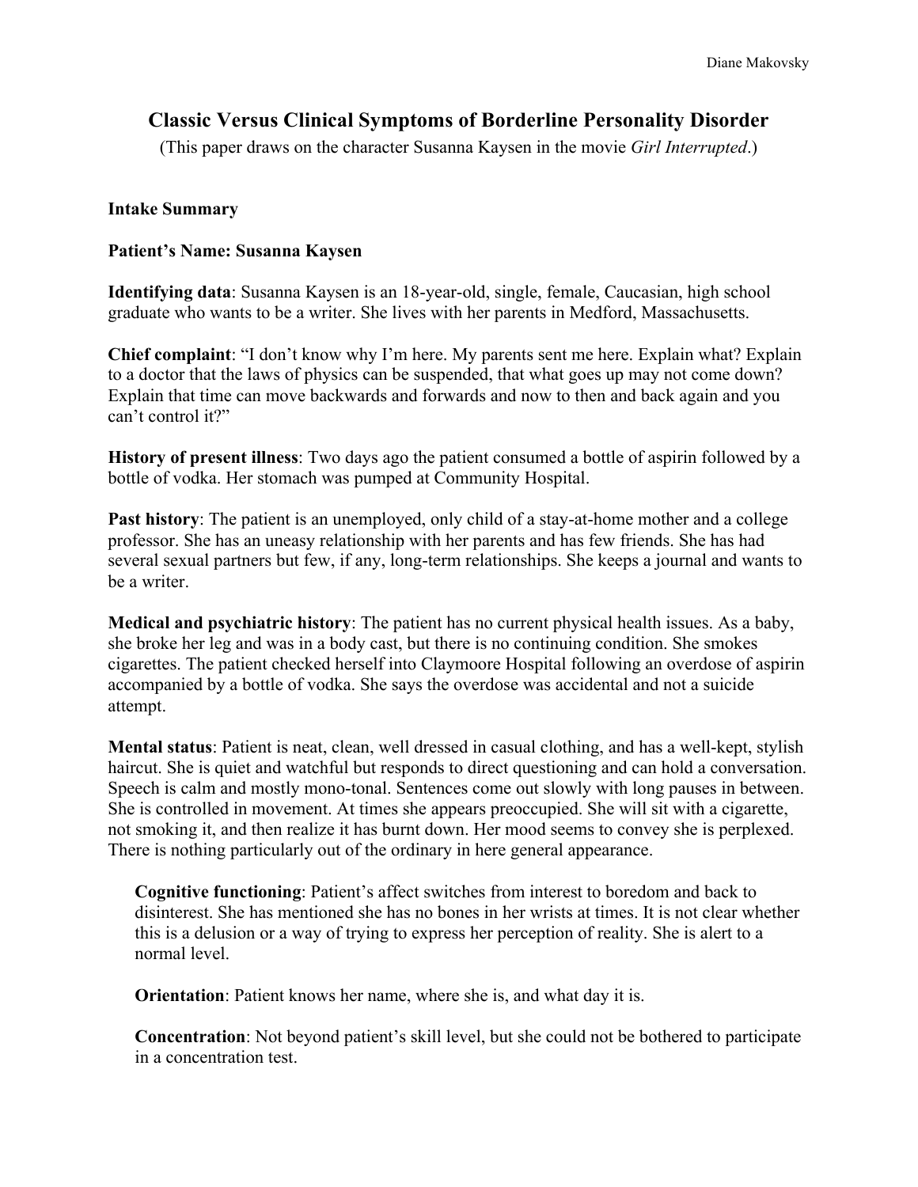# Classic Versus Clinical Symptoms of Borderline Personality Disorder

(This paper draws on the character Susanna Kaysen in the movie *Girl Interrupted*.)

**Intake Summary**

**Patient's Name: Susanna Kaysen**

**Identifying data**: Susanna Kaysen is an 18-year-old, single, female, Caucasian, high school graduate who wants to be a writer. She lives with her parents in Medford, Massachusetts.

**Chief complaint**: "I don't know why I'm here. My parents sent me here. Explain what? Explain to a doctor that the laws of physics can be suspended, that what goes up may not come down? Explain that time can move backwards and forwards and now to then and back again and you can't control it?"

**History of present illness**: Two days ago the patient consumed a bottle of aspirin followed by a bottle of vodka. Her stomach was pumped at Community Hospital.

**Past history**: The patient is an unemployed, only child of a stay-at-home mother and a college professor. She has an uneasy relationship with her parents and has few friends. She has had several sexual partners but few, if any, long-term relationships. She keeps a journal and wants to be a writer.

**Medical and psychiatric history**: The patient has no current physical health issues. As a baby, she broke her leg and was in a body cast, but there is no continuing condition. She smokes cigarettes. The patient checked herself into Claymoore Hospital following an overdose of aspirin accompanied by a bottle of vodka. She says the overdose was accidental and not a suicide attempt.

**Mental status**: Patient is neat, clean, well dressed in casual clothing, and has a well-kept, stylish haircut. She is quiet and watchful but responds to direct questioning and can hold a conversation. Speech is calm and mostly mono-tonal. Sentences come out slowly with long pauses in between. She is controlled in movement. At times she appears preoccupied. She will sit with a cigarette, not smoking it, and then realize it has burnt down. Her mood seems to convey she is perplexed. There is nothing particularly out of the ordinary in here general appearance.

> **Cognitive functioning**: Patient's affect switches from interest to boredom and back to disinterest. She has mentioned she has no bones in her wrists at times. It is not clear whether this is a delusion or a way of trying to express her perception of reality. She is alert to a normal level.
>
> **Orientation**: Patient knows her name, where she is, and what day it is.
>
> **Concentration**: Not beyond patient's skill level, but she could not be bothered to participate in a concentration test.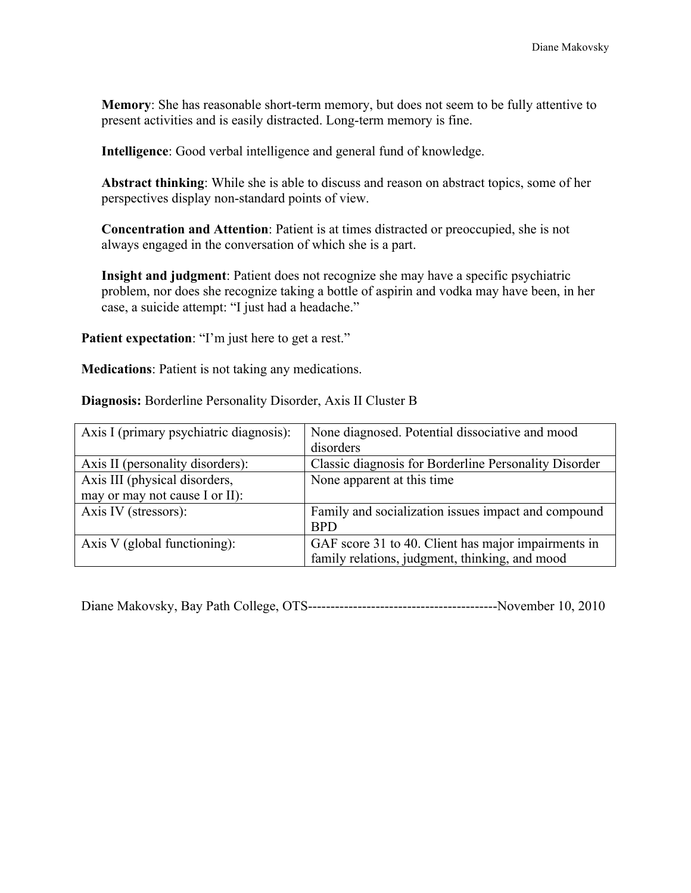**Memory**: She has reasonable short-term memory, but does not seem to be fully attentive to present activities and is easily distracted. Long-term memory is fine.

**Intelligence**: Good verbal intelligence and general fund of knowledge.

**Abstract thinking**: While she is able to discuss and reason on abstract topics, some of her perspectives display non-standard points of view.

**Concentration and Attention**: Patient is at times distracted or preoccupied, she is not always engaged in the conversation of which she is a part.

**Insight and judgment**: Patient does not recognize she may have a specific psychiatric problem, nor does she recognize taking a bottle of aspirin and vodka may have been, in her case, a suicide attempt: "I just had a headache."

**Patient expectation**: "I'm just here to get a rest."

**Medications**: Patient is not taking any medications.

**Diagnosis:** Borderline Personality Disorder, Axis II Cluster B

| Axis I (primary psychiatric diagnosis): | None diagnosed. Potential dissociative and mood disorders |
|---|---|
| Axis II (personality disorders): | Classic diagnosis for Borderline Personality Disorder |
| Axis III (physical disorders, may or may not cause I or II): | None apparent at this time |
| Axis IV (stressors): | Family and socialization issues impact and compound BPD |
| Axis V (global functioning): | GAF score 31 to 40. Client has major impairments in family relations, judgment, thinking, and mood |

Diane Makovsky, Bay Path College, OTS-----------------------------------------November 10, 2010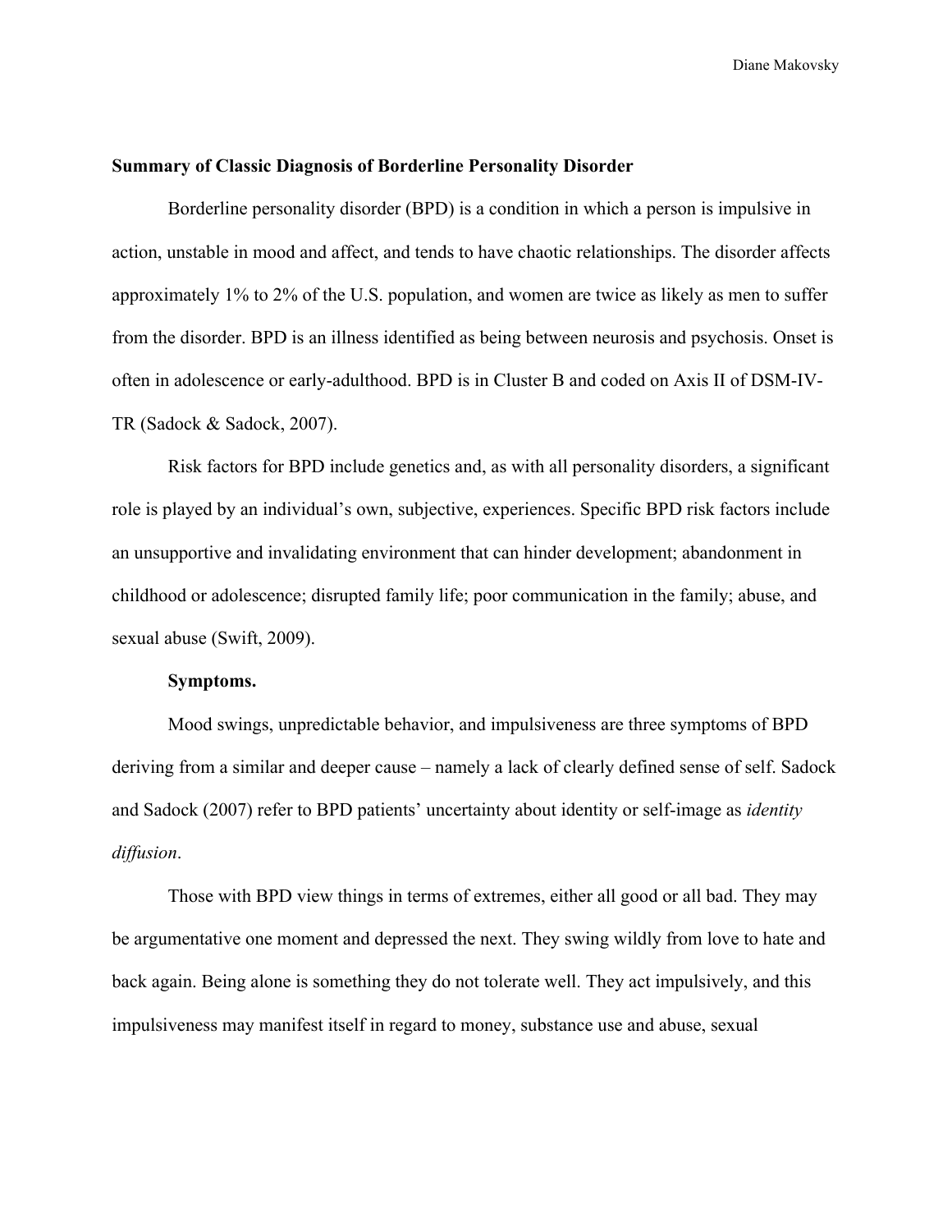## Summary of Classic Diagnosis of Borderline Personality Disorder

Borderline personality disorder (BPD) is a condition in which a person is impulsive in action, unstable in mood and affect, and tends to have chaotic relationships. The disorder affects approximately 1% to 2% of the U.S. population, and women are twice as likely as men to suffer from the disorder. BPD is an illness identified as being between neurosis and psychosis. Onset is often in adolescence or early-adulthood. BPD is in Cluster B and coded on Axis II of DSM-IV-TR (Sadock & Sadock, 2007).

Risk factors for BPD include genetics and, as with all personality disorders, a significant role is played by an individual's own, subjective, experiences. Specific BPD risk factors include an unsupportive and invalidating environment that can hinder development; abandonment in childhood or adolescence; disrupted family life; poor communication in the family; abuse, and sexual abuse (Swift, 2009).

### Symptoms.

Mood swings, unpredictable behavior, and impulsiveness are three symptoms of BPD deriving from a similar and deeper cause – namely a lack of clearly defined sense of self. Sadock and Sadock (2007) refer to BPD patients' uncertainty about identity or self-image as *identity diffusion*.

Those with BPD view things in terms of extremes, either all good or all bad. They may be argumentative one moment and depressed the next. They swing wildly from love to hate and back again. Being alone is something they do not tolerate well. They act impulsively, and this impulsiveness may manifest itself in regard to money, substance use and abuse, sexual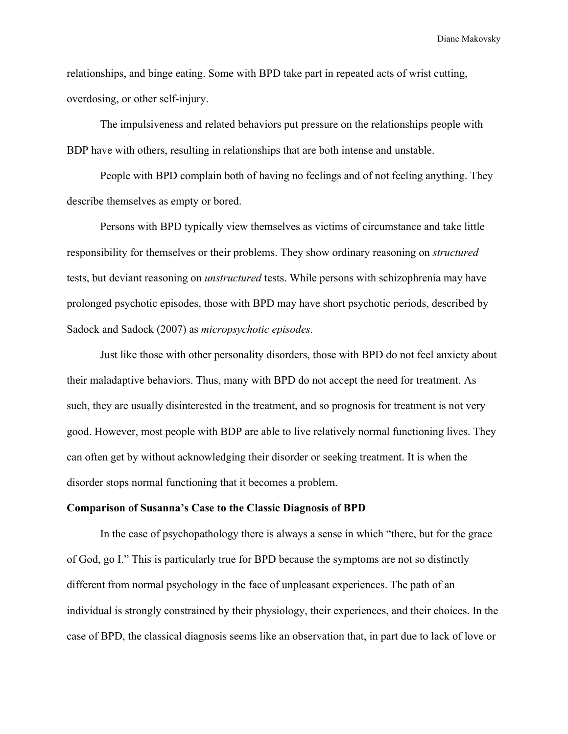relationships, and binge eating. Some with BPD take part in repeated acts of wrist cutting, overdosing, or other self-injury.

The impulsiveness and related behaviors put pressure on the relationships people with BDP have with others, resulting in relationships that are both intense and unstable.

People with BPD complain both of having no feelings and of not feeling anything. They describe themselves as empty or bored.

Persons with BPD typically view themselves as victims of circumstance and take little responsibility for themselves or their problems. They show ordinary reasoning on *structured* tests, but deviant reasoning on *unstructured* tests. While persons with schizophrenia may have prolonged psychotic episodes, those with BPD may have short psychotic periods, described by Sadock and Sadock (2007) as *micropsychotic episodes*.

Just like those with other personality disorders, those with BPD do not feel anxiety about their maladaptive behaviors. Thus, many with BPD do not accept the need for treatment. As such, they are usually disinterested in the treatment, and so prognosis for treatment is not very good. However, most people with BDP are able to live relatively normal functioning lives. They can often get by without acknowledging their disorder or seeking treatment. It is when the disorder stops normal functioning that it becomes a problem.

**Comparison of Susanna's Case to the Classic Diagnosis of BPD**

In the case of psychopathology there is always a sense in which "there, but for the grace of God, go I." This is particularly true for BPD because the symptoms are not so distinctly different from normal psychology in the face of unpleasant experiences. The path of an individual is strongly constrained by their physiology, their experiences, and their choices. In the case of BPD, the classical diagnosis seems like an observation that, in part due to lack of love or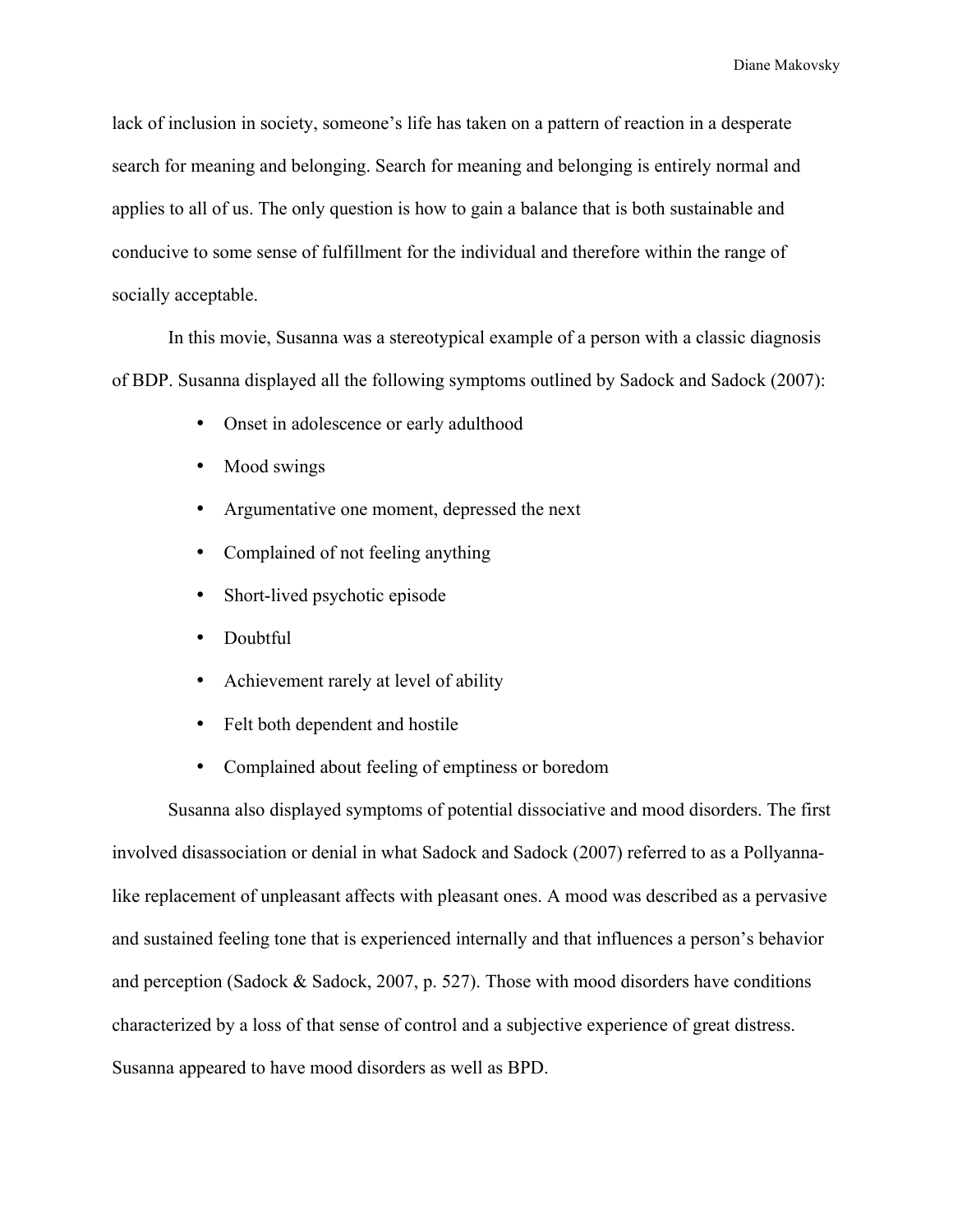lack of inclusion in society, someone's life has taken on a pattern of reaction in a desperate search for meaning and belonging. Search for meaning and belonging is entirely normal and applies to all of us. The only question is how to gain a balance that is both sustainable and conducive to some sense of fulfillment for the individual and therefore within the range of socially acceptable.

In this movie, Susanna was a stereotypical example of a person with a classic diagnosis of BDP. Susanna displayed all the following symptoms outlined by Sadock and Sadock (2007):

- Onset in adolescence or early adulthood
- Mood swings
- Argumentative one moment, depressed the next
- Complained of not feeling anything
- Short-lived psychotic episode
- Doubtful
- Achievement rarely at level of ability
- Felt both dependent and hostile
- Complained about feeling of emptiness or boredom

Susanna also displayed symptoms of potential dissociative and mood disorders. The first involved disassociation or denial in what Sadock and Sadock (2007) referred to as a Pollyanna-like replacement of unpleasant affects with pleasant ones. A mood was described as a pervasive and sustained feeling tone that is experienced internally and that influences a person's behavior and perception (Sadock & Sadock, 2007, p. 527). Those with mood disorders have conditions characterized by a loss of that sense of control and a subjective experience of great distress. Susanna appeared to have mood disorders as well as BPD.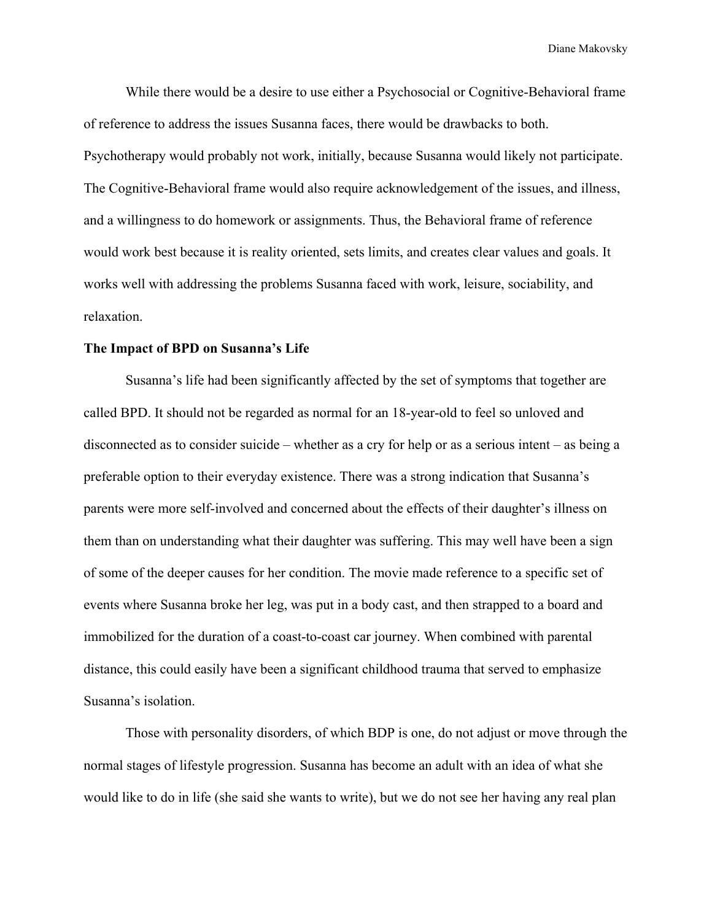While there would be a desire to use either a Psychosocial or Cognitive-Behavioral frame of reference to address the issues Susanna faces, there would be drawbacks to both. Psychotherapy would probably not work, initially, because Susanna would likely not participate. The Cognitive-Behavioral frame would also require acknowledgement of the issues, and illness, and a willingness to do homework or assignments. Thus, the Behavioral frame of reference would work best because it is reality oriented, sets limits, and creates clear values and goals. It works well with addressing the problems Susanna faced with work, leisure, sociability, and relaxation.

**The Impact of BPD on Susanna's Life**

Susanna's life had been significantly affected by the set of symptoms that together are called BPD. It should not be regarded as normal for an 18-year-old to feel so unloved and disconnected as to consider suicide – whether as a cry for help or as a serious intent – as being a preferable option to their everyday existence. There was a strong indication that Susanna's parents were more self-involved and concerned about the effects of their daughter's illness on them than on understanding what their daughter was suffering. This may well have been a sign of some of the deeper causes for her condition. The movie made reference to a specific set of events where Susanna broke her leg, was put in a body cast, and then strapped to a board and immobilized for the duration of a coast-to-coast car journey. When combined with parental distance, this could easily have been a significant childhood trauma that served to emphasize Susanna's isolation.

Those with personality disorders, of which BDP is one, do not adjust or move through the normal stages of lifestyle progression. Susanna has become an adult with an idea of what she would like to do in life (she said she wants to write), but we do not see her having any real plan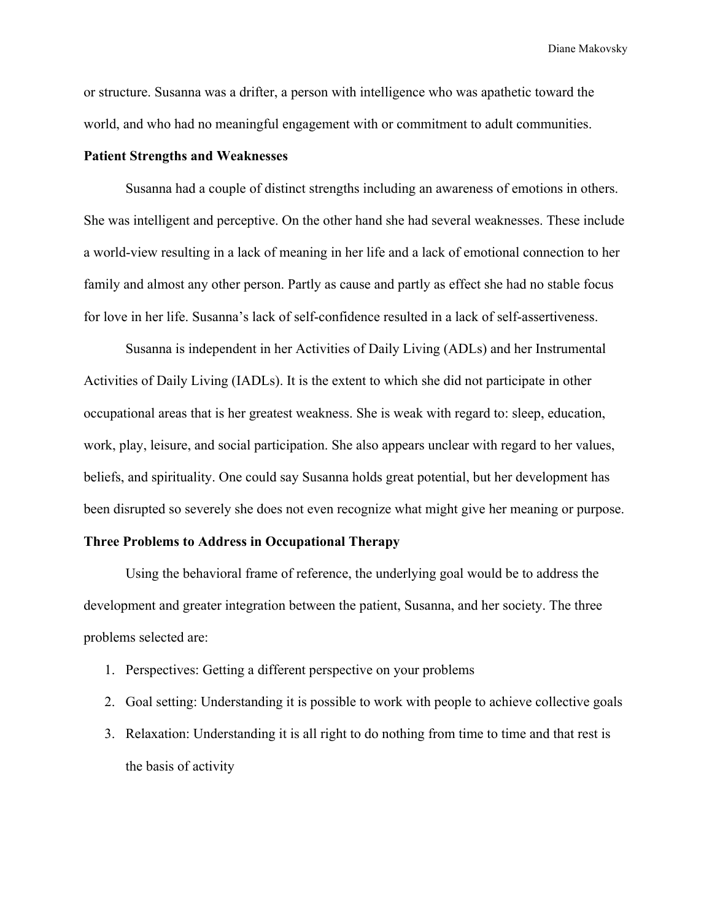or structure. Susanna was a drifter, a person with intelligence who was apathetic toward the world, and who had no meaningful engagement with or commitment to adult communities.

**Patient Strengths and Weaknesses**

Susanna had a couple of distinct strengths including an awareness of emotions in others. She was intelligent and perceptive. On the other hand she had several weaknesses. These include a world-view resulting in a lack of meaning in her life and a lack of emotional connection to her family and almost any other person. Partly as cause and partly as effect she had no stable focus for love in her life. Susanna's lack of self-confidence resulted in a lack of self-assertiveness.

Susanna is independent in her Activities of Daily Living (ADLs) and her Instrumental Activities of Daily Living (IADLs). It is the extent to which she did not participate in other occupational areas that is her greatest weakness. She is weak with regard to: sleep, education, work, play, leisure, and social participation. She also appears unclear with regard to her values, beliefs, and spirituality. One could say Susanna holds great potential, but her development has been disrupted so severely she does not even recognize what might give her meaning or purpose.

**Three Problems to Address in Occupational Therapy**

Using the behavioral frame of reference, the underlying goal would be to address the development and greater integration between the patient, Susanna, and her society. The three problems selected are:

1. Perspectives: Getting a different perspective on your problems
2. Goal setting: Understanding it is possible to work with people to achieve collective goals
3. Relaxation: Understanding it is all right to do nothing from time to time and that rest is the basis of activity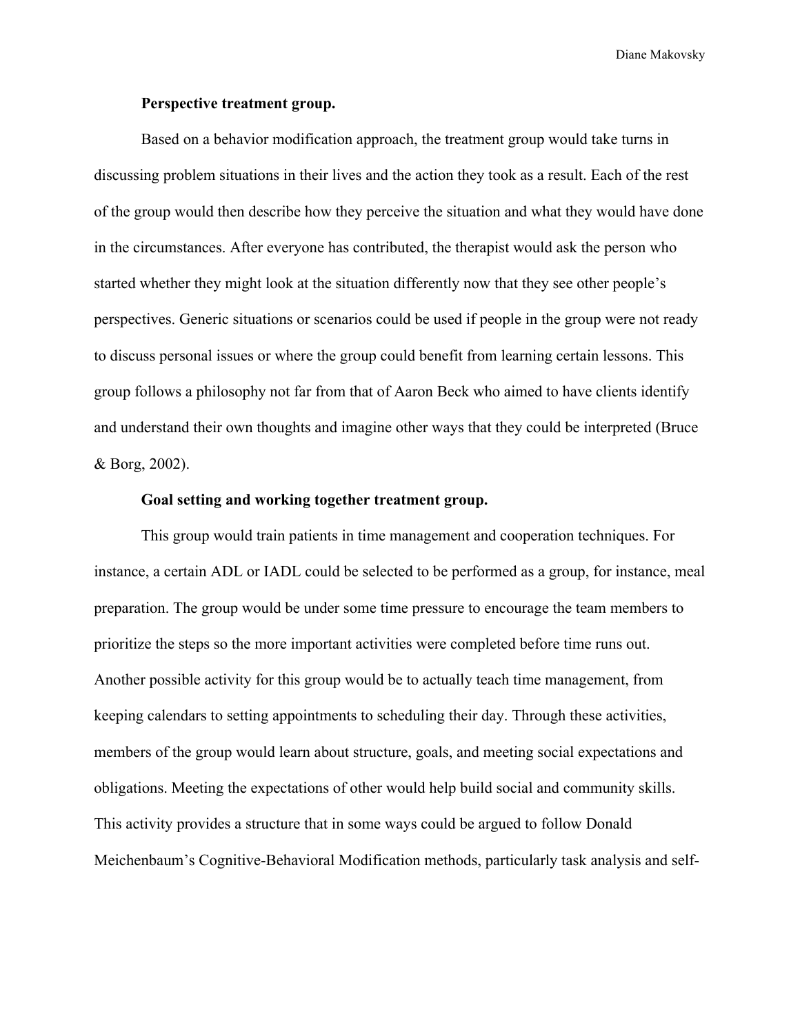**Perspective treatment group.**

Based on a behavior modification approach, the treatment group would take turns in discussing problem situations in their lives and the action they took as a result. Each of the rest of the group would then describe how they perceive the situation and what they would have done in the circumstances. After everyone has contributed, the therapist would ask the person who started whether they might look at the situation differently now that they see other people's perspectives. Generic situations or scenarios could be used if people in the group were not ready to discuss personal issues or where the group could benefit from learning certain lessons. This group follows a philosophy not far from that of Aaron Beck who aimed to have clients identify and understand their own thoughts and imagine other ways that they could be interpreted (Bruce & Borg, 2002).

**Goal setting and working together treatment group.**

This group would train patients in time management and cooperation techniques. For instance, a certain ADL or IADL could be selected to be performed as a group, for instance, meal preparation. The group would be under some time pressure to encourage the team members to prioritize the steps so the more important activities were completed before time runs out. Another possible activity for this group would be to actually teach time management, from keeping calendars to setting appointments to scheduling their day. Through these activities, members of the group would learn about structure, goals, and meeting social expectations and obligations. Meeting the expectations of other would help build social and community skills. This activity provides a structure that in some ways could be argued to follow Donald Meichenbaum's Cognitive-Behavioral Modification methods, particularly task analysis and self-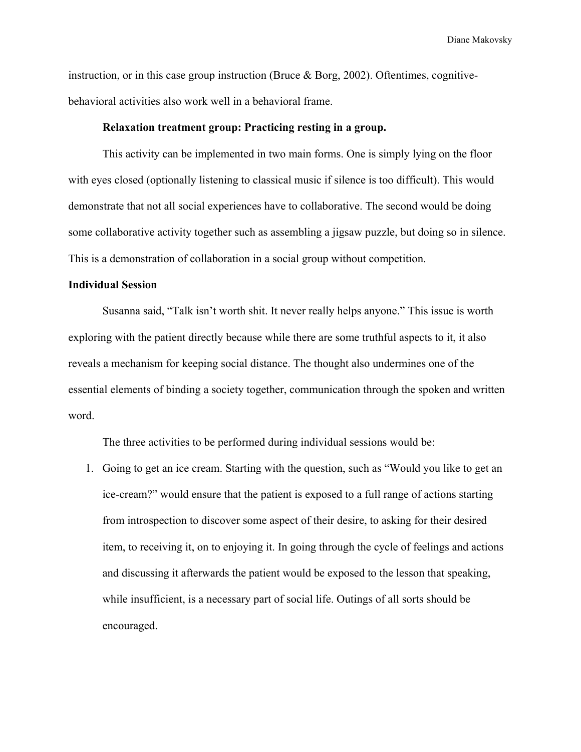instruction, or in this case group instruction (Bruce & Borg, 2002). Oftentimes, cognitive-behavioral activities also work well in a behavioral frame.

**Relaxation treatment group: Practicing resting in a group.**

This activity can be implemented in two main forms. One is simply lying on the floor with eyes closed (optionally listening to classical music if silence is too difficult). This would demonstrate that not all social experiences have to collaborative. The second would be doing some collaborative activity together such as assembling a jigsaw puzzle, but doing so in silence. This is a demonstration of collaboration in a social group without competition.

**Individual Session**

Susanna said, "Talk isn't worth shit. It never really helps anyone." This issue is worth exploring with the patient directly because while there are some truthful aspects to it, it also reveals a mechanism for keeping social distance. The thought also undermines one of the essential elements of binding a society together, communication through the spoken and written word.

The three activities to be performed during individual sessions would be:

1. Going to get an ice cream. Starting with the question, such as "Would you like to get an ice-cream?" would ensure that the patient is exposed to a full range of actions starting from introspection to discover some aspect of their desire, to asking for their desired item, to receiving it, on to enjoying it. In going through the cycle of feelings and actions and discussing it afterwards the patient would be exposed to the lesson that speaking, while insufficient, is a necessary part of social life. Outings of all sorts should be encouraged.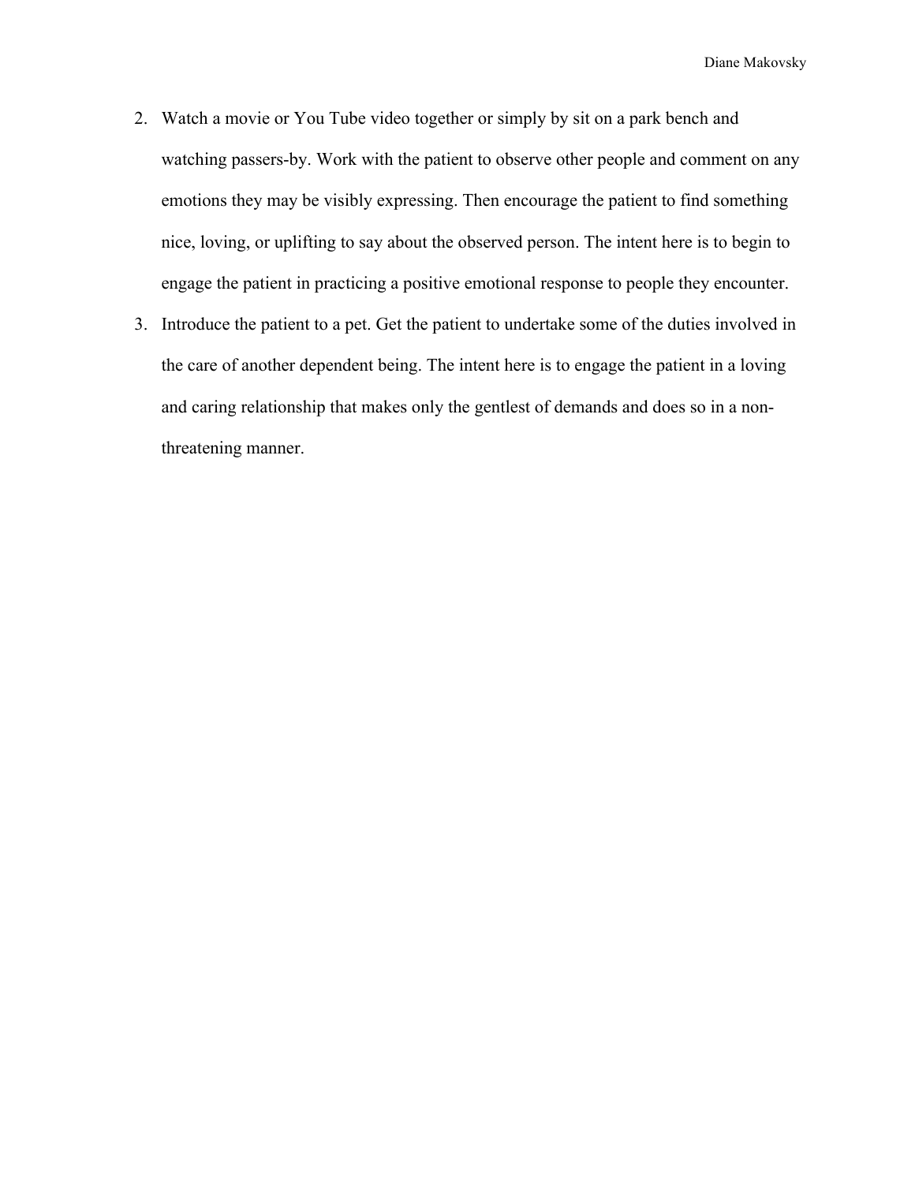2. Watch a movie or You Tube video together or simply by sit on a park bench and watching passers-by. Work with the patient to observe other people and comment on any emotions they may be visibly expressing. Then encourage the patient to find something nice, loving, or uplifting to say about the observed person. The intent here is to begin to engage the patient in practicing a positive emotional response to people they encounter.
3. Introduce the patient to a pet. Get the patient to undertake some of the duties involved in the care of another dependent being. The intent here is to engage the patient in a loving and caring relationship that makes only the gentlest of demands and does so in a non-threatening manner.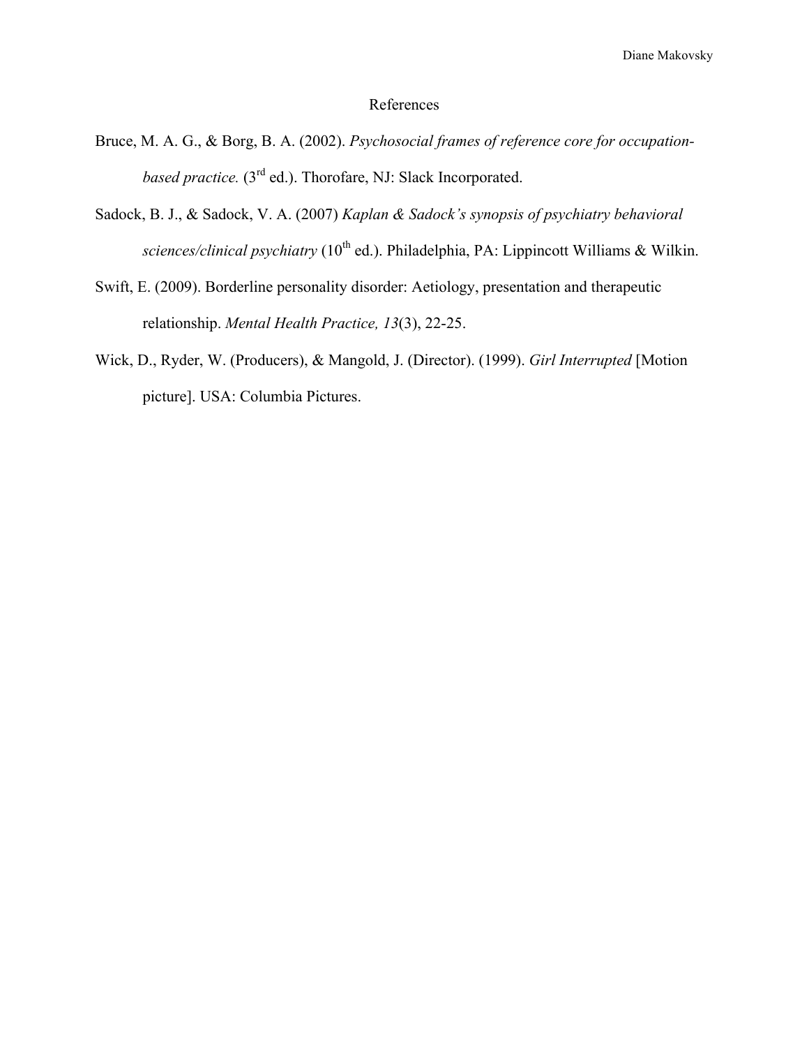# References

Bruce, M. A. G., & Borg, B. A. (2002). *Psychosocial frames of reference core for occupation-based practice.* (3rd ed.). Thorofare, NJ: Slack Incorporated.

Sadock, B. J., & Sadock, V. A. (2007) *Kaplan & Sadock's synopsis of psychiatry behavioral sciences/clinical psychiatry* (10th ed.). Philadelphia, PA: Lippincott Williams & Wilkin.

Swift, E. (2009). Borderline personality disorder: Aetiology, presentation and therapeutic relationship. *Mental Health Practice, 13*(3), 22-25.

Wick, D., Ryder, W. (Producers), & Mangold, J. (Director). (1999). *Girl Interrupted* [Motion picture]. USA: Columbia Pictures.